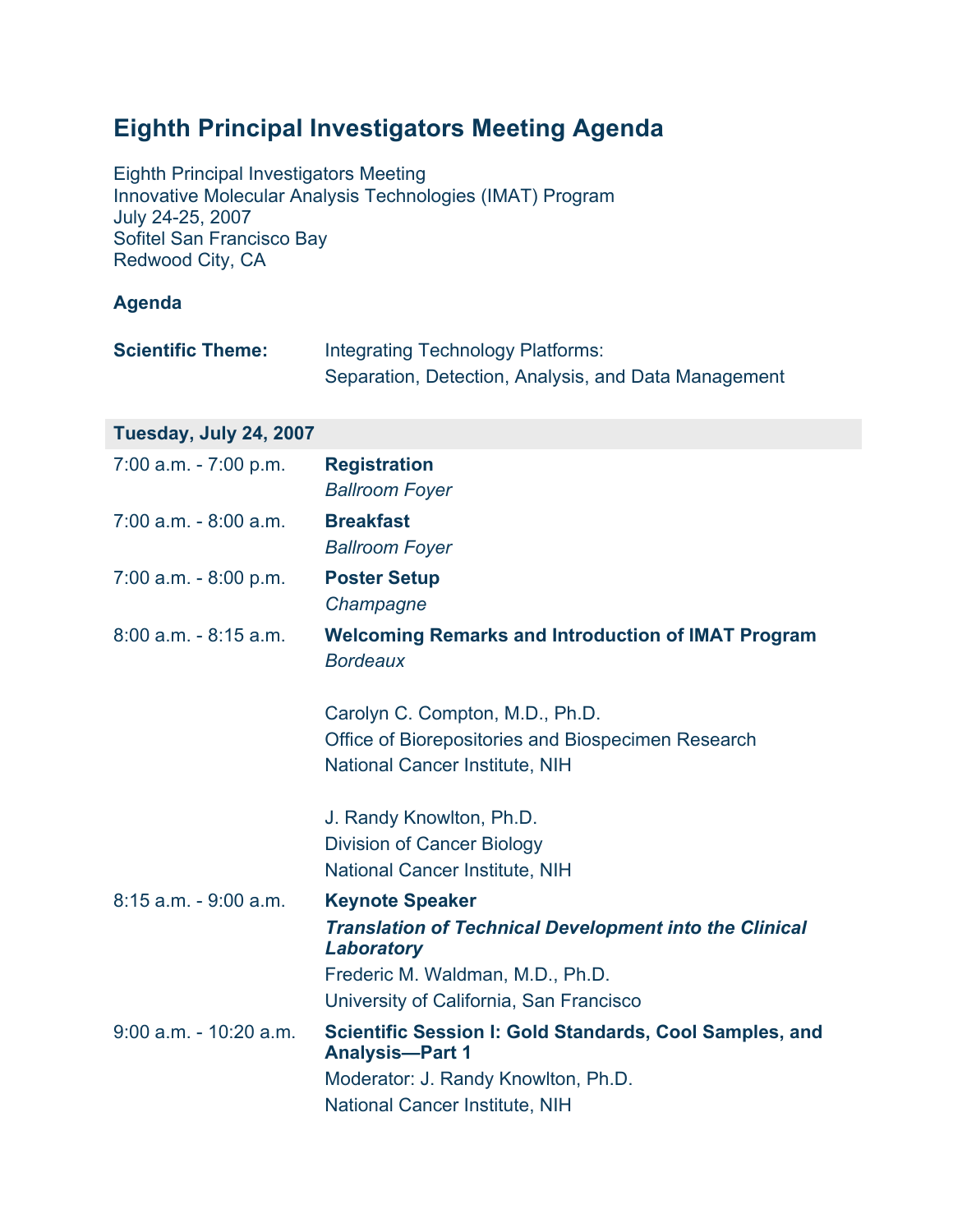# Eighth Principal Investigators Meeting Agenda

Eighth Principal Investigators Meeting
Innovative Molecular Analysis Technologies (IMAT) Program
July 24-25, 2007
Sofitel San Francisco Bay
Redwood City, CA

**Agenda**

**Scientific Theme:** Integrating Technology Platforms: Separation, Detection, Analysis, and Data Management

| **Tuesday, July 24, 2007** | |
|---|---|
| 7:00 a.m. - 7:00 p.m. | **Registration**<br>*Ballroom Foyer* |
| 7:00 a.m. - 8:00 a.m. | **Breakfast**<br>*Ballroom Foyer* |
| 7:00 a.m. - 8:00 p.m. | **Poster Setup**<br>*Champagne* |
| 8:00 a.m. - 8:15 a.m. | **Welcoming Remarks and Introduction of IMAT Program**<br>*Bordeaux*<br><br>Carolyn C. Compton, M.D., Ph.D.<br>Office of Biorepositories and Biospecimen Research<br>National Cancer Institute, NIH<br><br>J. Randy Knowlton, Ph.D.<br>Division of Cancer Biology<br>National Cancer Institute, NIH |
| 8:15 a.m. - 9:00 a.m. | **Keynote Speaker**<br>***Translation of Technical Development into the Clinical Laboratory***<br>Frederic M. Waldman, M.D., Ph.D.<br>University of California, San Francisco |
| 9:00 a.m. - 10:20 a.m. | **Scientific Session I: Gold Standards, Cool Samples, and Analysis—Part 1**<br>Moderator: J. Randy Knowlton, Ph.D.<br>National Cancer Institute, NIH |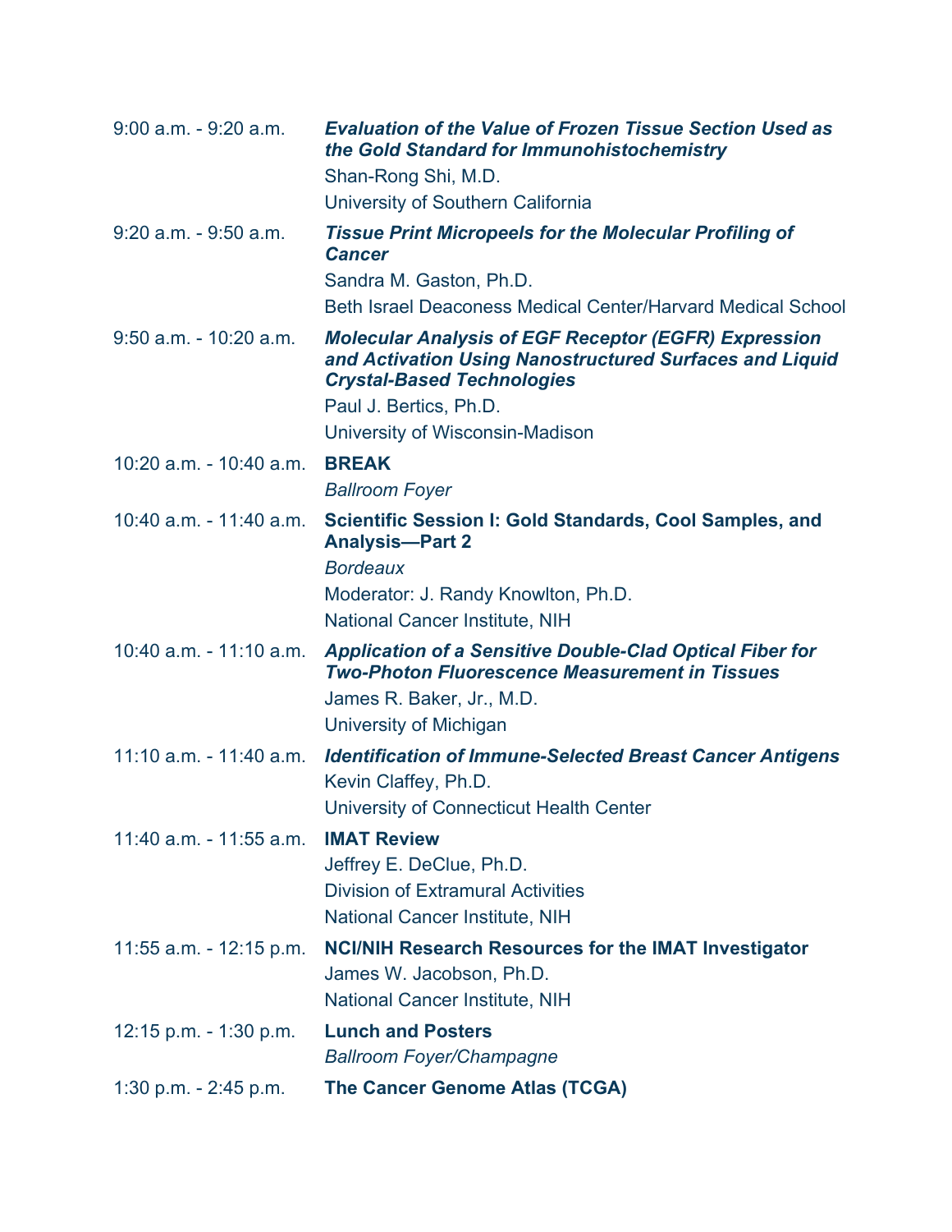| | |
|---|---|
| 9:00 a.m. - 9:20 a.m. | ***Evaluation of the Value of Frozen Tissue Section Used as the Gold Standard for Immunohistochemistry***<br>Shan-Rong Shi, M.D.<br>University of Southern California |
| 9:20 a.m. - 9:50 a.m. | ***Tissue Print Micropeels for the Molecular Profiling of Cancer***<br>Sandra M. Gaston, Ph.D.<br>Beth Israel Deaconess Medical Center/Harvard Medical School |
| 9:50 a.m. - 10:20 a.m. | ***Molecular Analysis of EGF Receptor (EGFR) Expression and Activation Using Nanostructured Surfaces and Liquid Crystal-Based Technologies***<br>Paul J. Bertics, Ph.D.<br>University of Wisconsin-Madison |
| 10:20 a.m. - 10:40 a.m. | **BREAK**<br>*Ballroom Foyer* |
| 10:40 a.m. - 11:40 a.m. | **Scientific Session I: Gold Standards, Cool Samples, and Analysis—Part 2**<br>*Bordeaux*<br>Moderator: J. Randy Knowlton, Ph.D.<br>National Cancer Institute, NIH |
| 10:40 a.m. - 11:10 a.m. | ***Application of a Sensitive Double-Clad Optical Fiber for Two-Photon Fluorescence Measurement in Tissues***<br>James R. Baker, Jr., M.D.<br>University of Michigan |
| 11:10 a.m. - 11:40 a.m. | ***Identification of Immune-Selected Breast Cancer Antigens***<br>Kevin Claffey, Ph.D.<br>University of Connecticut Health Center |
| 11:40 a.m. - 11:55 a.m. | **IMAT Review**<br>Jeffrey E. DeClue, Ph.D.<br>Division of Extramural Activities<br>National Cancer Institute, NIH |
| 11:55 a.m. - 12:15 p.m. | **NCI/NIH Research Resources for the IMAT Investigator**<br>James W. Jacobson, Ph.D.<br>National Cancer Institute, NIH |
| 12:15 p.m. - 1:30 p.m. | **Lunch and Posters**<br>*Ballroom Foyer/Champagne* |
| 1:30 p.m. - 2:45 p.m. | **The Cancer Genome Atlas (TCGA)** |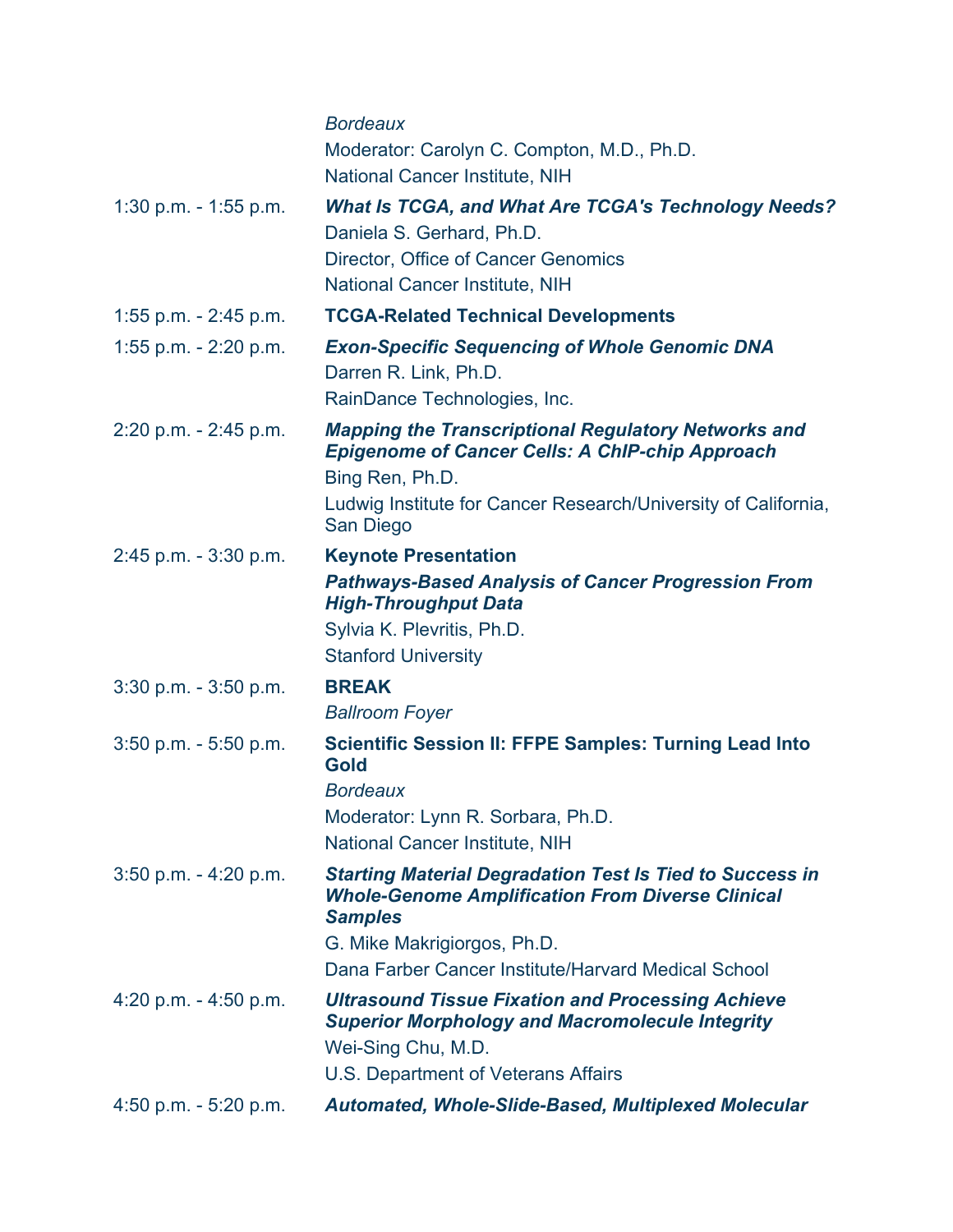| | |
|---|---|
| | *Bordeaux*<br>Moderator: Carolyn C. Compton, M.D., Ph.D.<br>National Cancer Institute, NIH |
| 1:30 p.m. - 1:55 p.m. | ***What Is TCGA, and What Are TCGA's Technology Needs?***<br>Daniela S. Gerhard, Ph.D.<br>Director, Office of Cancer Genomics<br>National Cancer Institute, NIH |
| 1:55 p.m. - 2:45 p.m. | **TCGA-Related Technical Developments** |
| 1:55 p.m. - 2:20 p.m. | ***Exon-Specific Sequencing of Whole Genomic DNA***<br>Darren R. Link, Ph.D.<br>RainDance Technologies, Inc. |
| 2:20 p.m. - 2:45 p.m. | ***Mapping the Transcriptional Regulatory Networks and Epigenome of Cancer Cells: A ChIP-chip Approach***<br>Bing Ren, Ph.D.<br>Ludwig Institute for Cancer Research/University of California, San Diego |
| 2:45 p.m. - 3:30 p.m. | **Keynote Presentation**<br>***Pathways-Based Analysis of Cancer Progression From High-Throughput Data***<br>Sylvia K. Plevritis, Ph.D.<br>Stanford University |
| 3:30 p.m. - 3:50 p.m. | **BREAK**<br>*Ballroom Foyer* |
| 3:50 p.m. - 5:50 p.m. | **Scientific Session II: FFPE Samples: Turning Lead Into Gold**<br>*Bordeaux*<br>Moderator: Lynn R. Sorbara, Ph.D.<br>National Cancer Institute, NIH |
| 3:50 p.m. - 4:20 p.m. | ***Starting Material Degradation Test Is Tied to Success in Whole-Genome Amplification From Diverse Clinical Samples***<br>G. Mike Makrigiorgos, Ph.D.<br>Dana Farber Cancer Institute/Harvard Medical School |
| 4:20 p.m. - 4:50 p.m. | ***Ultrasound Tissue Fixation and Processing Achieve Superior Morphology and Macromolecule Integrity***<br>Wei-Sing Chu, M.D.<br>U.S. Department of Veterans Affairs |
| 4:50 p.m. - 5:20 p.m. | ***Automated, Whole-Slide-Based, Multiplexed Molecular*** |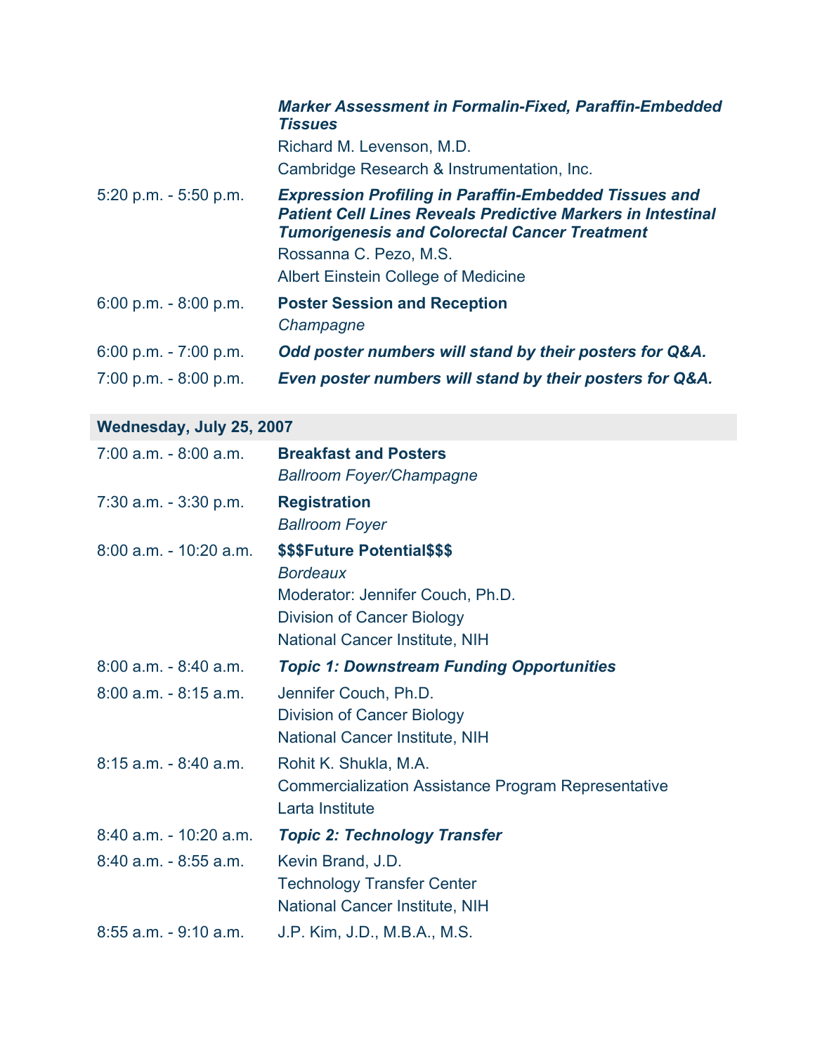| | |
|---|---|
| | ***Marker Assessment in Formalin-Fixed, Paraffin-Embedded Tissues*** <br> Richard M. Levenson, M.D. <br> Cambridge Research & Instrumentation, Inc. |
| 5:20 p.m. - 5:50 p.m. | ***Expression Profiling in Paraffin-Embedded Tissues and Patient Cell Lines Reveals Predictive Markers in Intestinal Tumorigenesis and Colorectal Cancer Treatment*** <br> Rossanna C. Pezo, M.S. <br> Albert Einstein College of Medicine |
| 6:00 p.m. - 8:00 p.m. | **Poster Session and Reception** <br> *Champagne* |
| 6:00 p.m. - 7:00 p.m. | ***Odd poster numbers will stand by their posters for Q&A.*** |
| 7:00 p.m. - 8:00 p.m. | ***Even poster numbers will stand by their posters for Q&A.*** |

## Wednesday, July 25, 2007

| | |
|---|---|
| 7:00 a.m. - 8:00 a.m. | **Breakfast and Posters** <br> *Ballroom Foyer/Champagne* |
| 7:30 a.m. - 3:30 p.m. | **Registration** <br> *Ballroom Foyer* |
| 8:00 a.m. - 10:20 a.m. | **$$$Future Potential$$$** <br> *Bordeaux* <br> Moderator: Jennifer Couch, Ph.D. <br> Division of Cancer Biology <br> National Cancer Institute, NIH |
| 8:00 a.m. - 8:40 a.m. | ***Topic 1: Downstream Funding Opportunities*** |
| 8:00 a.m. - 8:15 a.m. | Jennifer Couch, Ph.D. <br> Division of Cancer Biology <br> National Cancer Institute, NIH |
| 8:15 a.m. - 8:40 a.m. | Rohit K. Shukla, M.A. <br> Commercialization Assistance Program Representative <br> Larta Institute |
| 8:40 a.m. - 10:20 a.m. | ***Topic 2: Technology Transfer*** |
| 8:40 a.m. - 8:55 a.m. | Kevin Brand, J.D. <br> Technology Transfer Center <br> National Cancer Institute, NIH |
| 8:55 a.m. - 9:10 a.m. | J.P. Kim, J.D., M.B.A., M.S. |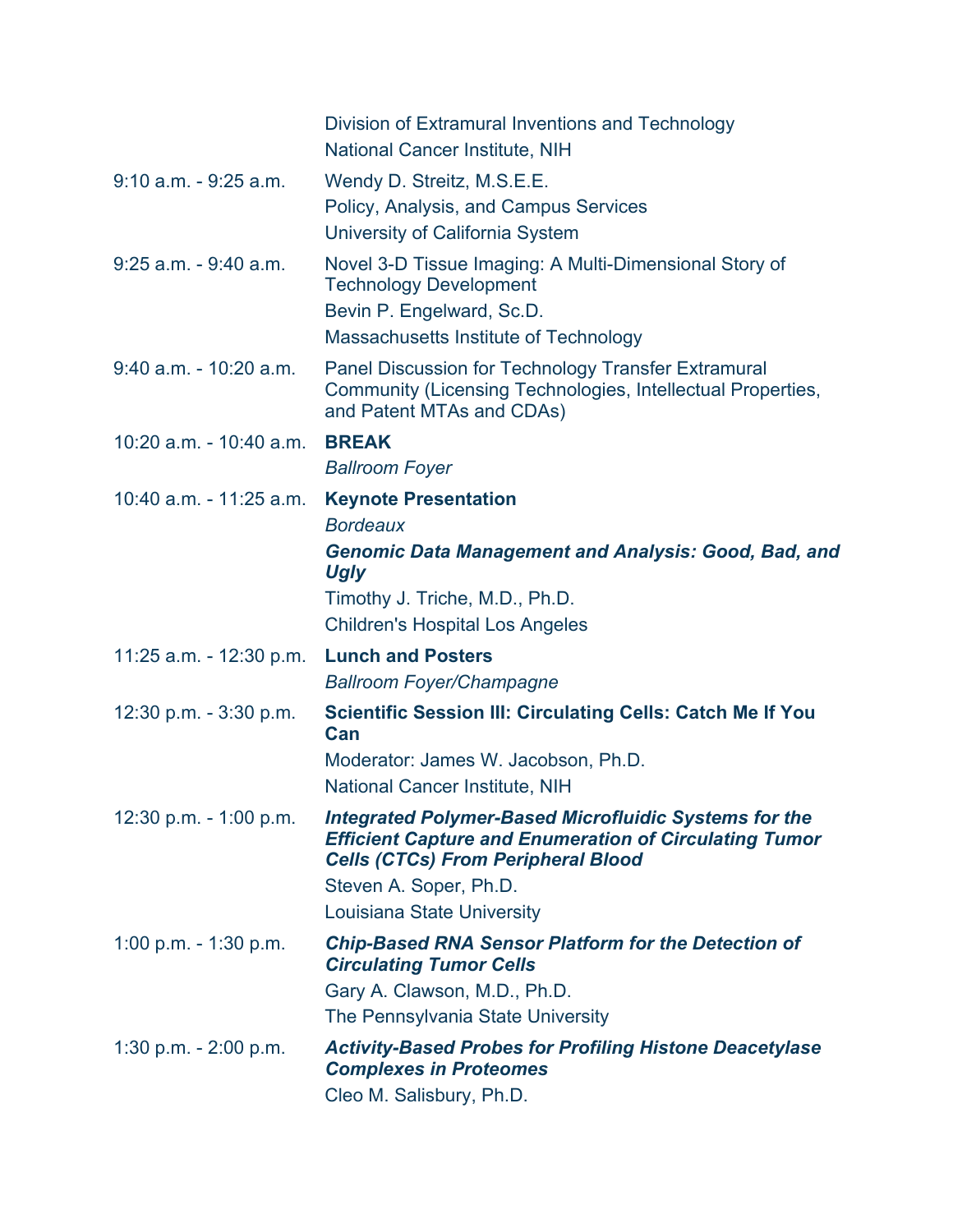| | |
|---|---|
| | Division of Extramural Inventions and Technology<br>National Cancer Institute, NIH |
| 9:10 a.m. - 9:25 a.m. | Wendy D. Streitz, M.S.E.E.<br>Policy, Analysis, and Campus Services<br>University of California System |
| 9:25 a.m. - 9:40 a.m. | Novel 3-D Tissue Imaging: A Multi-Dimensional Story of Technology Development<br>Bevin P. Engelward, Sc.D.<br>Massachusetts Institute of Technology |
| 9:40 a.m. - 10:20 a.m. | Panel Discussion for Technology Transfer Extramural Community (Licensing Technologies, Intellectual Properties, and Patent MTAs and CDAs) |
| 10:20 a.m. - 10:40 a.m. | **BREAK**<br>*Ballroom Foyer* |
| 10:40 a.m. - 11:25 a.m. | **Keynote Presentation**<br>*Bordeaux*<br>***Genomic Data Management and Analysis: Good, Bad, and Ugly***<br>Timothy J. Triche, M.D., Ph.D.<br>Children's Hospital Los Angeles |
| 11:25 a.m. - 12:30 p.m. | **Lunch and Posters**<br>*Ballroom Foyer/Champagne* |
| 12:30 p.m. - 3:30 p.m. | **Scientific Session III: Circulating Cells: Catch Me If You Can**<br>Moderator: James W. Jacobson, Ph.D.<br>National Cancer Institute, NIH |
| 12:30 p.m. - 1:00 p.m. | ***Integrated Polymer-Based Microfluidic Systems for the Efficient Capture and Enumeration of Circulating Tumor Cells (CTCs) From Peripheral Blood***<br>Steven A. Soper, Ph.D.<br>Louisiana State University |
| 1:00 p.m. - 1:30 p.m. | ***Chip-Based RNA Sensor Platform for the Detection of Circulating Tumor Cells***<br>Gary A. Clawson, M.D., Ph.D.<br>The Pennsylvania State University |
| 1:30 p.m. - 2:00 p.m. | ***Activity-Based Probes for Profiling Histone Deacetylase Complexes in Proteomes***<br>Cleo M. Salisbury, Ph.D. |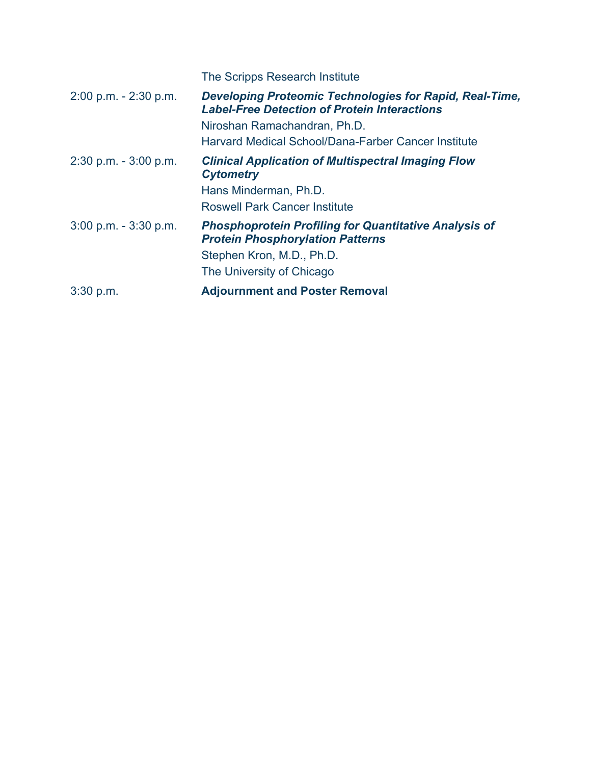| | |
|---|---|
| | The Scripps Research Institute |
| 2:00 p.m. - 2:30 p.m. | ***Developing Proteomic Technologies for Rapid, Real-Time, Label-Free Detection of Protein Interactions***<br>Niroshan Ramachandran, Ph.D.<br>Harvard Medical School/Dana-Farber Cancer Institute |
| 2:30 p.m. - 3:00 p.m. | ***Clinical Application of Multispectral Imaging Flow Cytometry***<br>Hans Minderman, Ph.D.<br>Roswell Park Cancer Institute |
| 3:00 p.m. - 3:30 p.m. | ***Phosphoprotein Profiling for Quantitative Analysis of Protein Phosphorylation Patterns***<br>Stephen Kron, M.D., Ph.D.<br>The University of Chicago |
| 3:30 p.m. | **Adjournment and Poster Removal** |